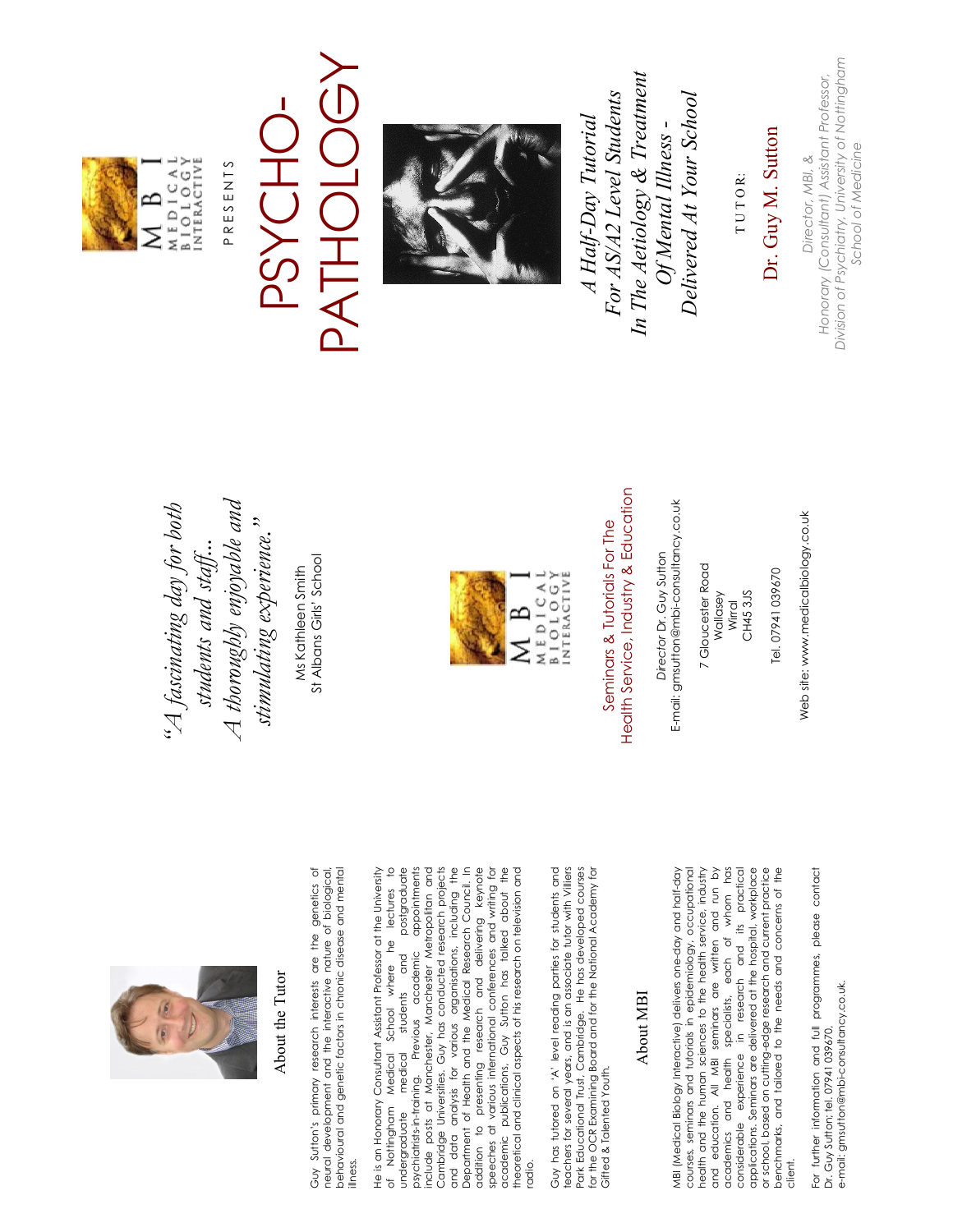# MBI Medical Biology Interactive

PRESENTS

# PSYCHO-PATHOLOGY

*A Half-Day Tutorial For AS/A2 Level Students In The Aetiology & Treatment Of Mental Illness - Delivered At Your School*

TUTOR:

**Dr. Guy M. Sutton**

*Director, MBI, & Honorary (Consultant) Assistant Professor, Division of Psychiatry, University of Nottingham School of Medicine*

---

*"A fascinating day for both students and staff... A thoroughly enjoyable and stimulating experience."*

Ms Kathleen Smith
St Albans Girls' School

MBI Medical Biology Interactive

Seminars & Tutorials For The Health Service, Industry & Education

*Director* Dr. Guy Sutton
E-mail: gmsutton@mbi-consultancy.co.uk

7 Gloucester Road
Wallasey
Wirral
CH45 3JS

Tel. 07941 039670

Web site: www.medicalbiology.co.uk

---

## About the Tutor

Guy Sutton's primary research interests are the genetics of neural development and the interactive nature of biological, behavioural and genetic factors in chronic disease and mental illness.

He is an Honorary Consultant Assistant Professor at the University of Nottingham Medical School where he lectures to undergraduate medical students and postgraduate psychiatrists-in-training. Previous academic appointments include posts at Manchester, Manchester Metropolitan and Cambridge Universities. Guy has conducted research projects and data analysis for various organisations, including the Department of Health and the Medical Research Council. In addition to presenting research and delivering keynote speeches at various international conferences and writing for academic publications, Guy Sutton has talked about the theoretical and clinical aspects of his research on television and radio.

Guy has tutored on 'A' level reading parties for students and teachers for several years, and is an associate tutor with Villiers Park Educational Trust, Cambridge. He has developed courses for the OCR Examining Board and for the National Academy for Gifted & Talented Youth.

## About MBI

MBI (Medical Biology Interactive) delivers one-day and half-day courses, seminars and tutorials in epidemiology, occupational health and the human sciences to the health service, industry and education. All MBI seminars are written and run by academics and health specialists, each of whom has considerable experience in research and its practical applications. Seminars are delivered at the hospital, workplace or school, based on cutting-edge research and current practice benchmarks, and tailored to the needs and concerns of the client.

For further information and full programmes, please contact Dr. Guy Sutton; tel. 07941 039670,
e-mail: gmsutton@mbi-consultancy.co.uk.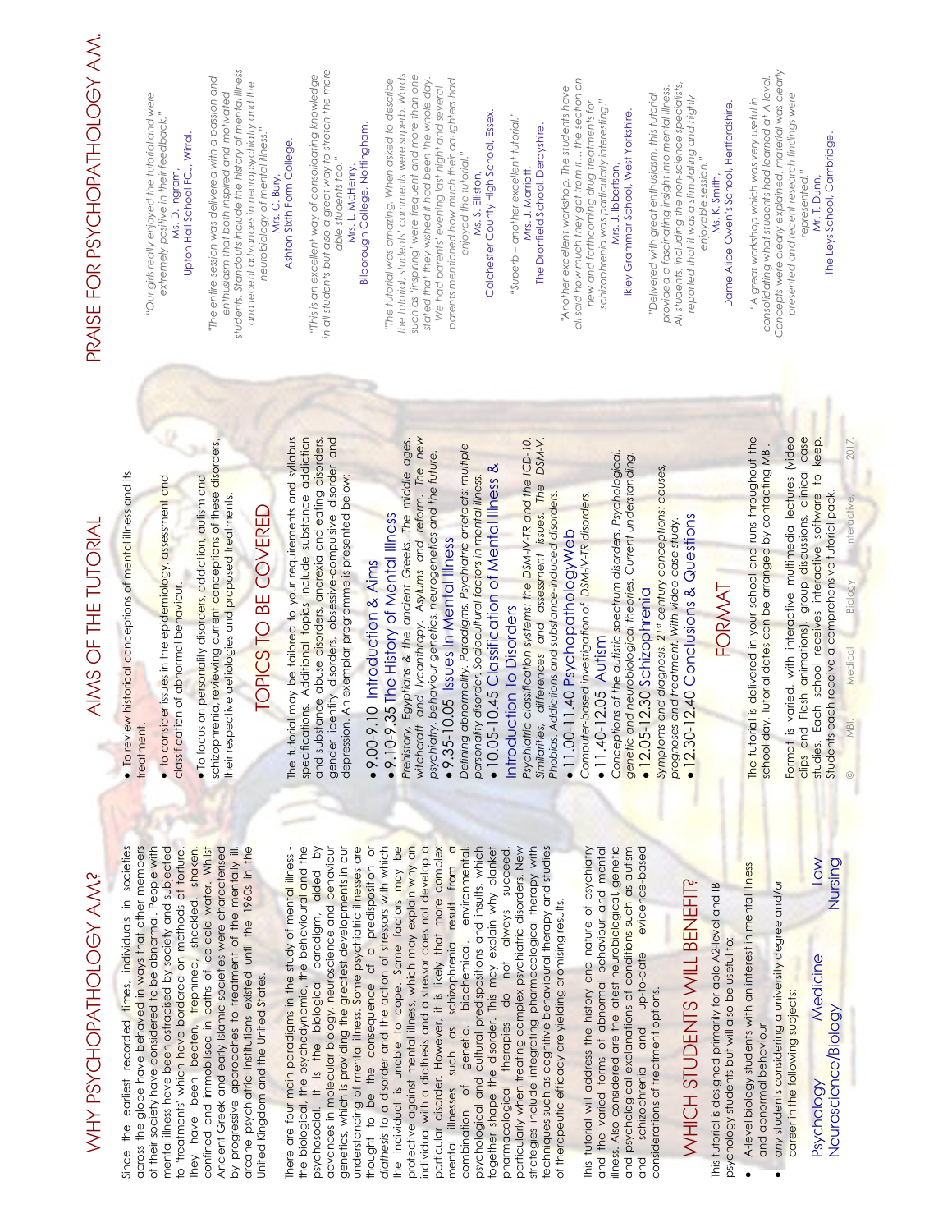# WHY PSYCHOPATHOLOGY A.M.?

Since the earliest recorded times, individuals in societies across the globe have behaved in ways that other members of their society have considered to be abnormal. People with mental illness have been ostracised by society and subjected to 'treatments' which have bordered on methods of torture. They have been beaten, trephined, shackled, shaken, confined and immobilised in baths of ice-cold water. Whilst Ancient Greek and early Islamic societies were characterised by progressive approaches to treatment of the mentally ill, arcane psychiatric institutions existed until the 1960s in the United Kingdom and the United States.

There are four main paradigms in the study of mental illness - the biological, the psychodynamic, the behavioural and the psychosocial. It is the biological paradigm, aided by advances in molecular biology, neuroscience and behaviour genetics, which is providing the greatest developments in our understanding of mental illness. Some psychiatric illnesses are thought to be the consequence of a predisposition or *diathesis* to a disorder and the action of stressors with which the individual is unable to cope. Some factors may be protective against mental illness, which may explain why an individual with a diathesis and a stressor does not develop a particular disorder. However, it is likely that more complex mental illnesses such as schizophrenia result from a combination of genetic, biochemical, environmental, psychological and cultural predispositions and insults, which together shape the disorder. This may explain why blanket pharmacological therapies do not always succeed, particularly when treating complex psychiatric disorders. New strategies include integrating pharmacological therapy with techniques such as cognitive behavioural therapy and studies of therapeutic efficacy are yielding promising results.

This tutorial will address the history and nature of psychiatry and the varied forms of abnormal behaviour and mental illness. Also considered are the latest neurobiological, genetic and psychological explanations of conditions such as autism and schizophrenia and up-to-date evidence-based considerations of treatment options.

# WHICH STUDENTS WILL BENEFIT?

This tutorial is designed primarily for able A2-level and IB psychology students but will also be useful to:

- A-level biology students with an interest in mental illness and abnormal behaviour
- any students considering a university degree and/or career in the following subjects:

Psychology | Medicine | Law
Neuroscience/Biology | Nursing

# AIMS OF THE TUTORIAL

- To review historical conceptions of mental illness and its treatment.
- To consider issues in the epidemiology, assessment and classification of abnormal behaviour.
- To focus on personality disorders, addiction, autism and schizophrenia, reviewing current conceptions of these disorders, their respective aetiologies and proposed treatments.

# TOPICS TO BE COVERED

The tutorial may be tailored to your requirements and syllabus specifications. Additional topics include substance addiction and substance abuse disorders, anorexia and eating disorders, gender identity disorders, obsessive-compulsive disorder and depression. An exemplar programme is presented below:

- 9.00-9.10 Introduction & Aims
- 9.10-9.35 The History of Mental Illness
  *Prehistory, Egyptians & the ancient Greeks. The middle ages, witchcraft and lycanthropy. Asylums and reform. The new psychiatry, behaviour genetics, neurogenetics and the future.*
- 9.35-10.05 Issues In Mental Illness
  *Defining abnormality. Paradigms. Psychiatric artefacts: multiple personality disorder. Sociocultural factors in mental illness.*
- 10.05-10.45 Classification of Mental Illness & Introduction To Disorders
  *Psychiatric classification systems: the DSM-IV-TR and the ICD-10. Similarities, differences and assessment issues. The DSM-V. Phobias. Addictions and substance-induced disorders.*
- 11.00-11.40 PsychopathologyWeb
  *Computer-based investigation of DSM-IV-TR disorders.*
- 11.40-12.05 Autism
  *Conceptions of the autistic spectrum disorders. Psychological, genetic and neurobiological theories. Current understanding.*
- 12.05-12.30 Schizophrenia
  *Symptoms and diagnosis. 21st century conceptions: causes, prognoses and treatment. With video case study.*
- 12.30-12.40 Conclusions & Questions

# FORMAT

The tutorial is delivered in your school and runs throughout the school day. Tutorial dates can be arranged by contacting MBI.

Format is varied, with interactive multimedia lectures (video clips and Flash animations), group discussions, clinical case studies. Each school receives interactive software to keep. Students each receive a comprehensive tutorial pack.

© MBI, Medical Biology Interactive, 2017.

# PRAISE FOR PSYCHOPATHOLOGY A.M.

*"Our girls really enjoyed the tutorial and were extremely positive in their feedback."*
Ms. D. Ingram,
Upton Hall School FCJ, Wirral.

*"The entire session was delivered with a passion and enthusiasm that both inspired and motivated students. Standouts include the history of mental illness and recent advances in neuropsychiatry and the neurobiology of mental illness."*
Mrs. C. Bury,
Ashton Sixth Form College.

*"This is an excellent way of consolidating knowledge in all students but also a great way to stretch the more able students too."*
Mrs. L. McHenry,
Bilborough College, Nottingham.

*"The tutorial was amazing. When asked to describe the tutorial, students' comments were superb. Words such as 'inspiring' were frequent and more than one stated that they wished it had been the whole day. We had parents' evening last night and several parents mentioned how much their daughters had enjoyed the tutorial."*
Ms. S. Elliston,
Colchester County High School, Essex.

*"Superb – another excellent tutorial."*
Mrs. J. Marriott,
The Dronfield School, Derbyshire.

*"Another excellent workshop. The students have all said how much they got from it… the section on new and forthcoming drug treatments for schizophrenia was particularly interesting."*
Mrs. J. Ibbertson,
Ilkley Grammar School, West Yorkshire.

*"Delivered with great enthusiasm, this tutorial provided a fascinating insight into mental illness. All students, including the non-science specialists, reported that it was a stimulating and highly enjoyable session."*
Ms. K. Smith,
Dame Alice Owen's School, Hertfordshire.

*"A great workshop which was very useful in consolidating what students had learned at A-level. Concepts were clearly explained, material was clearly presented and recent research findings were represented."*
Mr. T. Dunn,
The Leys School, Cambridge.